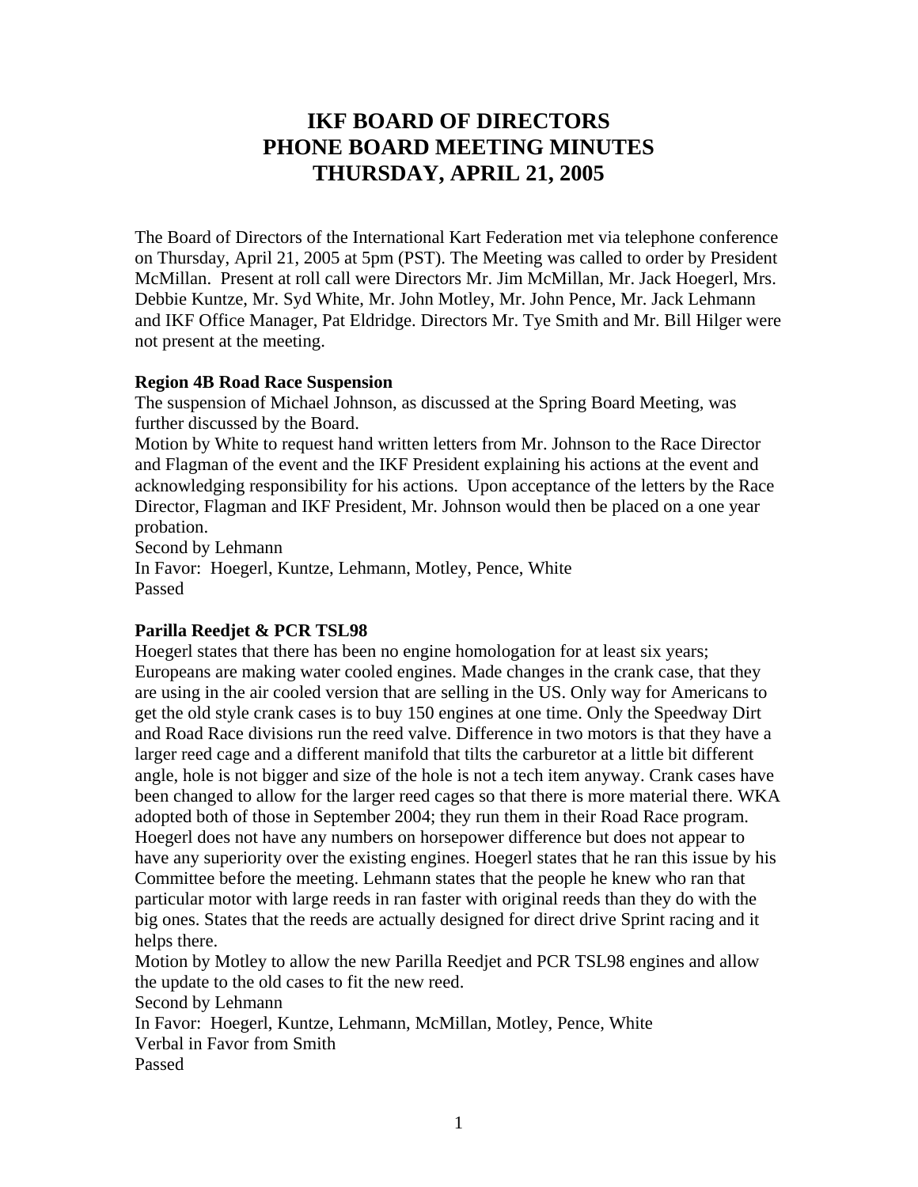# IKF BOARD OF DIRECTORS
# PHONE BOARD MEETING MINUTES
# THURSDAY, APRIL 21, 2005

The Board of Directors of the International Kart Federation met via telephone conference on Thursday, April 21, 2005 at 5pm (PST). The Meeting was called to order by President McMillan. Present at roll call were Directors Mr. Jim McMillan, Mr. Jack Hoegerl, Mrs. Debbie Kuntze, Mr. Syd White, Mr. John Motley, Mr. John Pence, Mr. Jack Lehmann and IKF Office Manager, Pat Eldridge. Directors Mr. Tye Smith and Mr. Bill Hilger were not present at the meeting.

**Region 4B Road Race Suspension**

The suspension of Michael Johnson, as discussed at the Spring Board Meeting, was further discussed by the Board.

Motion by White to request hand written letters from Mr. Johnson to the Race Director and Flagman of the event and the IKF President explaining his actions at the event and acknowledging responsibility for his actions. Upon acceptance of the letters by the Race Director, Flagman and IKF President, Mr. Johnson would then be placed on a one year probation.

Second by Lehmann

In Favor: Hoegerl, Kuntze, Lehmann, Motley, Pence, White

Passed

**Parilla Reedjet & PCR TSL98**

Hoegerl states that there has been no engine homologation for at least six years; Europeans are making water cooled engines. Made changes in the crank case, that they are using in the air cooled version that are selling in the US. Only way for Americans to get the old style crank cases is to buy 150 engines at one time. Only the Speedway Dirt and Road Race divisions run the reed valve. Difference in two motors is that they have a larger reed cage and a different manifold that tilts the carburetor at a little bit different angle, hole is not bigger and size of the hole is not a tech item anyway. Crank cases have been changed to allow for the larger reed cages so that there is more material there. WKA adopted both of those in September 2004; they run them in their Road Race program. Hoegerl does not have any numbers on horsepower difference but does not appear to have any superiority over the existing engines. Hoegerl states that he ran this issue by his Committee before the meeting. Lehmann states that the people he knew who ran that particular motor with large reeds in ran faster with original reeds than they do with the big ones. States that the reeds are actually designed for direct drive Sprint racing and it helps there.

Motion by Motley to allow the new Parilla Reedjet and PCR TSL98 engines and allow the update to the old cases to fit the new reed.

Second by Lehmann

In Favor: Hoegerl, Kuntze, Lehmann, McMillan, Motley, Pence, White

Verbal in Favor from Smith

Passed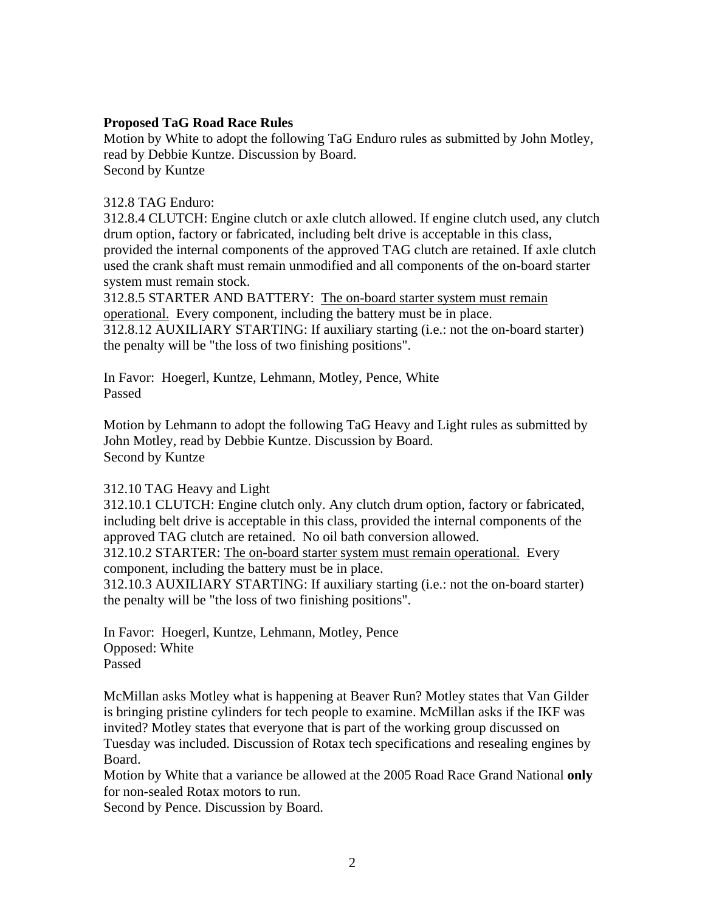**Proposed TaG Road Race Rules**

Motion by White to adopt the following TaG Enduro rules as submitted by John Motley, read by Debbie Kuntze. Discussion by Board.
Second by Kuntze

312.8 TAG Enduro:
312.8.4 CLUTCH: Engine clutch or axle clutch allowed. If engine clutch used, any clutch drum option, factory or fabricated, including belt drive is acceptable in this class, provided the internal components of the approved TAG clutch are retained. If axle clutch used the crank shaft must remain unmodified and all components of the on-board starter system must remain stock.
312.8.5 STARTER AND BATTERY: <u>The on-board starter system must remain operational.</u> Every component, including the battery must be in place.
312.8.12 AUXILIARY STARTING: If auxiliary starting (i.e.: not the on-board starter) the penalty will be "the loss of two finishing positions".

In Favor: Hoegerl, Kuntze, Lehmann, Motley, Pence, White
Passed

Motion by Lehmann to adopt the following TaG Heavy and Light rules as submitted by John Motley, read by Debbie Kuntze. Discussion by Board.
Second by Kuntze

312.10 TAG Heavy and Light
312.10.1 CLUTCH: Engine clutch only. Any clutch drum option, factory or fabricated, including belt drive is acceptable in this class, provided the internal components of the approved TAG clutch are retained. No oil bath conversion allowed.
312.10.2 STARTER: <u>The on-board starter system must remain operational.</u> Every component, including the battery must be in place.
312.10.3 AUXILIARY STARTING: If auxiliary starting (i.e.: not the on-board starter) the penalty will be "the loss of two finishing positions".

In Favor: Hoegerl, Kuntze, Lehmann, Motley, Pence
Opposed: White
Passed

McMillan asks Motley what is happening at Beaver Run? Motley states that Van Gilder is bringing pristine cylinders for tech people to examine. McMillan asks if the IKF was invited? Motley states that everyone that is part of the working group discussed on Tuesday was included. Discussion of Rotax tech specifications and resealing engines by Board.
Motion by White that a variance be allowed at the 2005 Road Race Grand National **only** for non-sealed Rotax motors to run.
Second by Pence. Discussion by Board.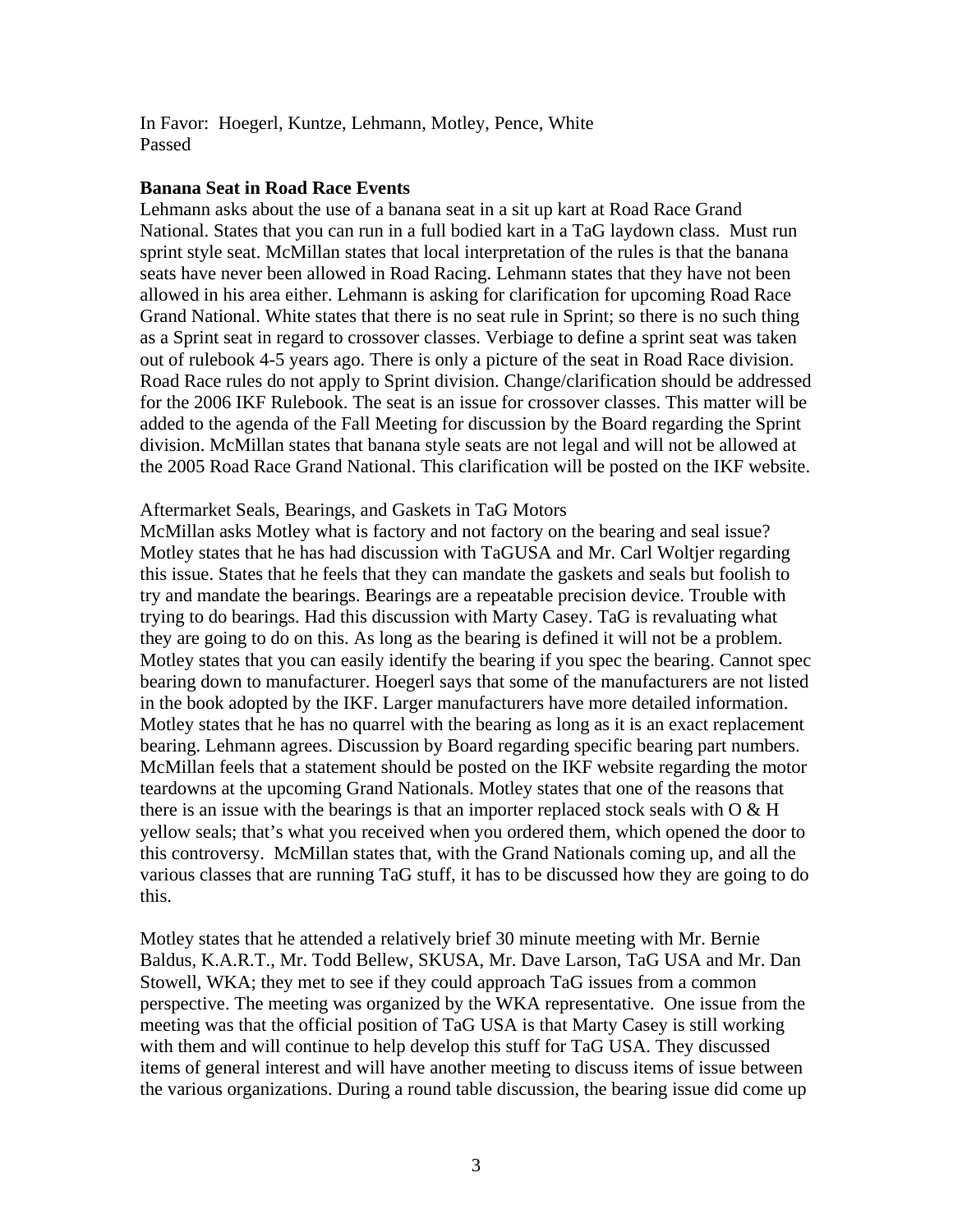In Favor: Hoegerl, Kuntze, Lehmann, Motley, Pence, White
Passed

**Banana Seat in Road Race Events**

Lehmann asks about the use of a banana seat in a sit up kart at Road Race Grand National. States that you can run in a full bodied kart in a TaG laydown class. Must run sprint style seat. McMillan states that local interpretation of the rules is that the banana seats have never been allowed in Road Racing. Lehmann states that they have not been allowed in his area either. Lehmann is asking for clarification for upcoming Road Race Grand National. White states that there is no seat rule in Sprint; so there is no such thing as a Sprint seat in regard to crossover classes. Verbiage to define a sprint seat was taken out of rulebook 4-5 years ago. There is only a picture of the seat in Road Race division. Road Race rules do not apply to Sprint division. Change/clarification should be addressed for the 2006 IKF Rulebook. The seat is an issue for crossover classes. This matter will be added to the agenda of the Fall Meeting for discussion by the Board regarding the Sprint division. McMillan states that banana style seats are not legal and will not be allowed at the 2005 Road Race Grand National. This clarification will be posted on the IKF website.

Aftermarket Seals, Bearings, and Gaskets in TaG Motors

McMillan asks Motley what is factory and not factory on the bearing and seal issue? Motley states that he has had discussion with TaGUSA and Mr. Carl Woltjer regarding this issue. States that he feels that they can mandate the gaskets and seals but foolish to try and mandate the bearings. Bearings are a repeatable precision device. Trouble with trying to do bearings. Had this discussion with Marty Casey. TaG is revaluating what they are going to do on this. As long as the bearing is defined it will not be a problem. Motley states that you can easily identify the bearing if you spec the bearing. Cannot spec bearing down to manufacturer. Hoegerl says that some of the manufacturers are not listed in the book adopted by the IKF. Larger manufacturers have more detailed information. Motley states that he has no quarrel with the bearing as long as it is an exact replacement bearing. Lehmann agrees. Discussion by Board regarding specific bearing part numbers. McMillan feels that a statement should be posted on the IKF website regarding the motor teardowns at the upcoming Grand Nationals. Motley states that one of the reasons that there is an issue with the bearings is that an importer replaced stock seals with O & H yellow seals; that's what you received when you ordered them, which opened the door to this controversy. McMillan states that, with the Grand Nationals coming up, and all the various classes that are running TaG stuff, it has to be discussed how they are going to do this.

Motley states that he attended a relatively brief 30 minute meeting with Mr. Bernie Baldus, K.A.R.T., Mr. Todd Bellew, SKUSA, Mr. Dave Larson, TaG USA and Mr. Dan Stowell, WKA; they met to see if they could approach TaG issues from a common perspective. The meeting was organized by the WKA representative. One issue from the meeting was that the official position of TaG USA is that Marty Casey is still working with them and will continue to help develop this stuff for TaG USA. They discussed items of general interest and will have another meeting to discuss items of issue between the various organizations. During a round table discussion, the bearing issue did come up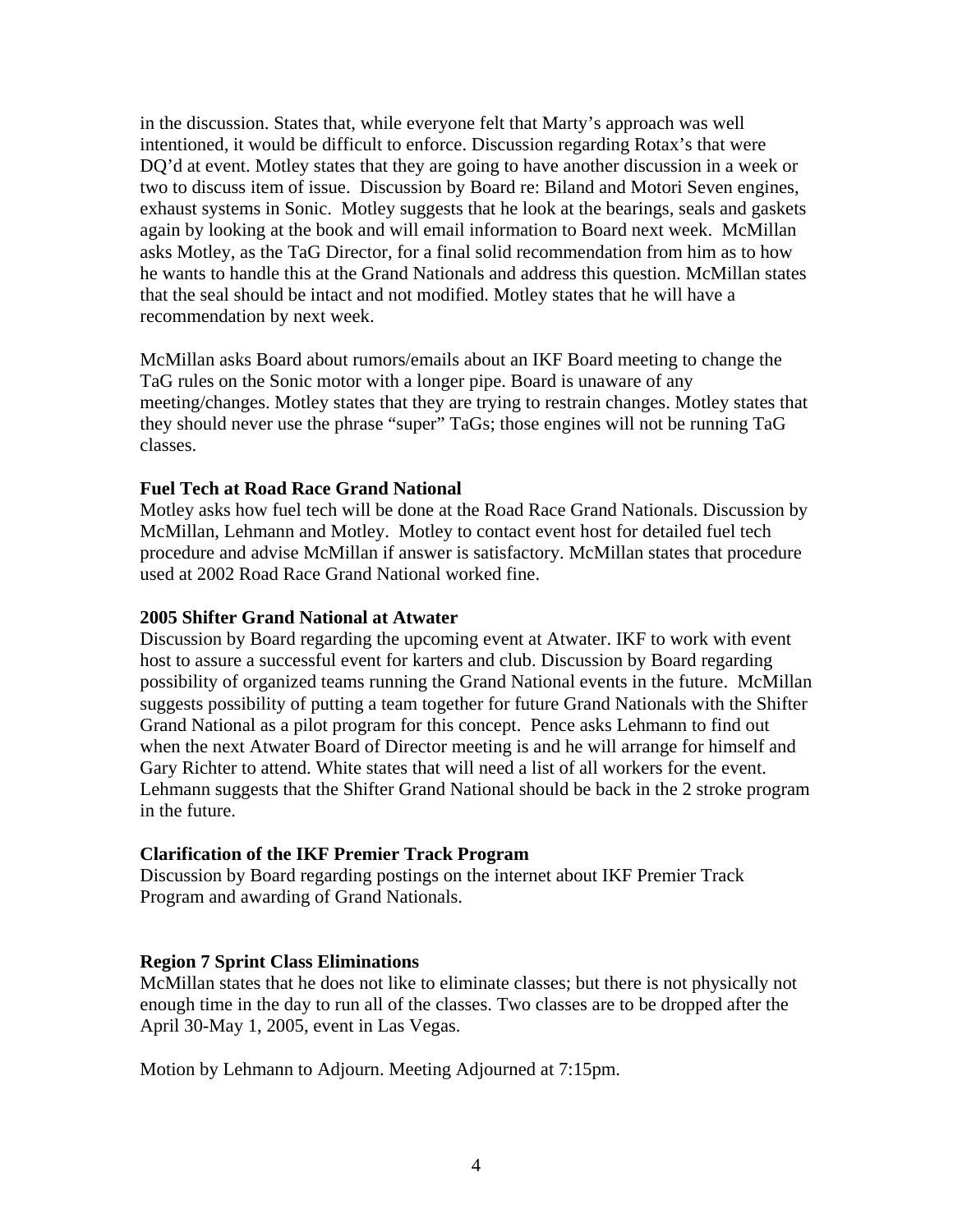in the discussion. States that, while everyone felt that Marty's approach was well intentioned, it would be difficult to enforce. Discussion regarding Rotax's that were DQ'd at event. Motley states that they are going to have another discussion in a week or two to discuss item of issue. Discussion by Board re: Biland and Motori Seven engines, exhaust systems in Sonic. Motley suggests that he look at the bearings, seals and gaskets again by looking at the book and will email information to Board next week. McMillan asks Motley, as the TaG Director, for a final solid recommendation from him as to how he wants to handle this at the Grand Nationals and address this question. McMillan states that the seal should be intact and not modified. Motley states that he will have a recommendation by next week.

McMillan asks Board about rumors/emails about an IKF Board meeting to change the TaG rules on the Sonic motor with a longer pipe. Board is unaware of any meeting/changes. Motley states that they are trying to restrain changes. Motley states that they should never use the phrase "super" TaGs; those engines will not be running TaG classes.

**Fuel Tech at Road Race Grand National**

Motley asks how fuel tech will be done at the Road Race Grand Nationals. Discussion by McMillan, Lehmann and Motley. Motley to contact event host for detailed fuel tech procedure and advise McMillan if answer is satisfactory. McMillan states that procedure used at 2002 Road Race Grand National worked fine.

**2005 Shifter Grand National at Atwater**

Discussion by Board regarding the upcoming event at Atwater. IKF to work with event host to assure a successful event for karters and club. Discussion by Board regarding possibility of organized teams running the Grand National events in the future. McMillan suggests possibility of putting a team together for future Grand Nationals with the Shifter Grand National as a pilot program for this concept. Pence asks Lehmann to find out when the next Atwater Board of Director meeting is and he will arrange for himself and Gary Richter to attend. White states that will need a list of all workers for the event. Lehmann suggests that the Shifter Grand National should be back in the 2 stroke program in the future.

**Clarification of the IKF Premier Track Program**

Discussion by Board regarding postings on the internet about IKF Premier Track Program and awarding of Grand Nationals.

**Region 7 Sprint Class Eliminations**

McMillan states that he does not like to eliminate classes; but there is not physically not enough time in the day to run all of the classes. Two classes are to be dropped after the April 30-May 1, 2005, event in Las Vegas.

Motion by Lehmann to Adjourn. Meeting Adjourned at 7:15pm.